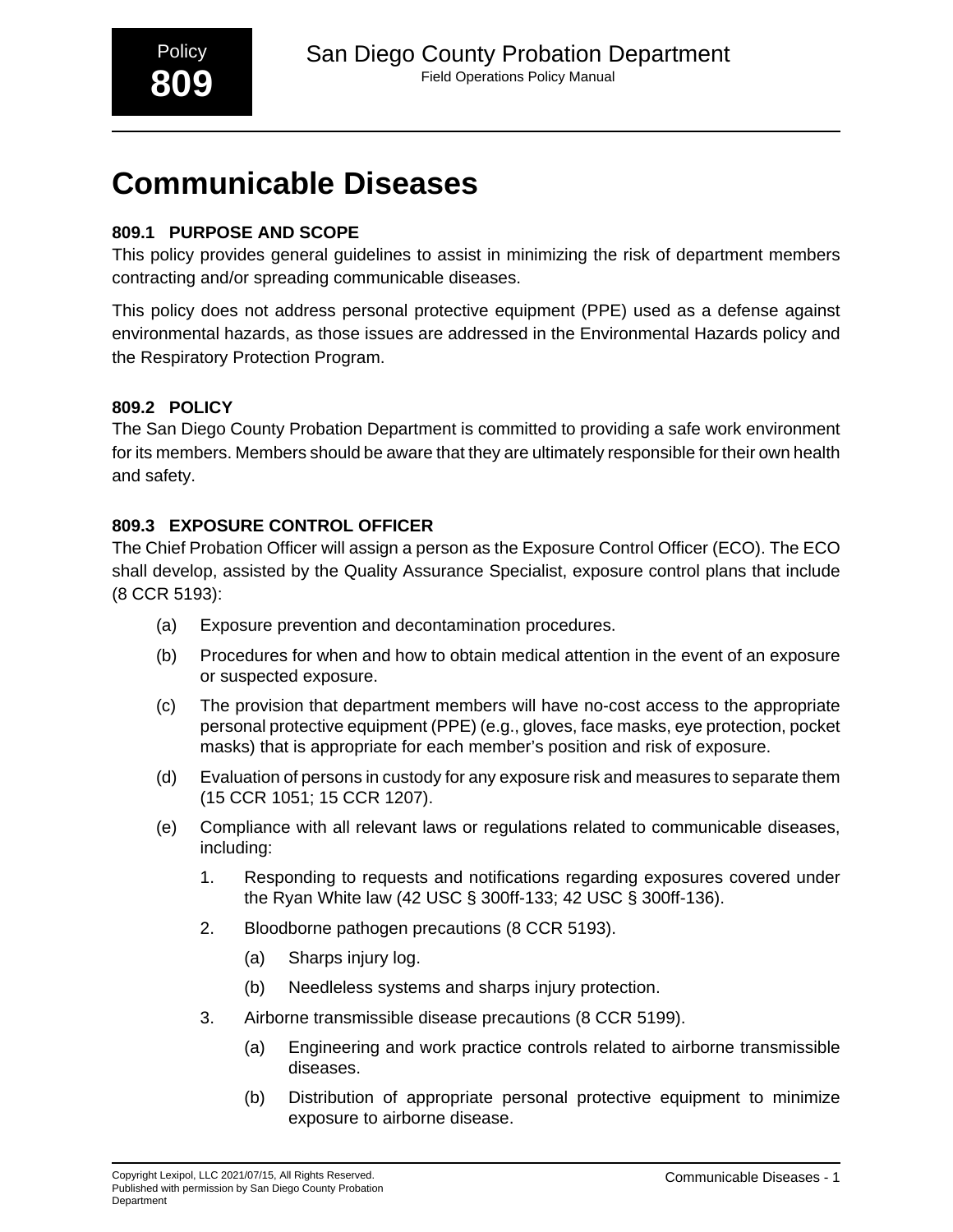# Communicable Diseases

### 809.1 PURPOSE AND SCOPE

This policy provides general guidelines to assist in minimizing the risk of department members contracting and/or spreading communicable diseases.

This policy does not address personal protective equipment (PPE) used as a defense against environmental hazards, as those issues are addressed in the Environmental Hazards policy and the Respiratory Protection Program.

### 809.2 POLICY

The San Diego County Probation Department is committed to providing a safe work environment for its members. Members should be aware that they are ultimately responsible for their own health and safety.

### 809.3 EXPOSURE CONTROL OFFICER

The Chief Probation Officer will assign a person as the Exposure Control Officer (ECO). The ECO shall develop, assisted by the Quality Assurance Specialist, exposure control plans that include (8 CCR 5193):

(a) Exposure prevention and decontamination procedures.

(b) Procedures for when and how to obtain medical attention in the event of an exposure or suspected exposure.

(c) The provision that department members will have no-cost access to the appropriate personal protective equipment (PPE) (e.g., gloves, face masks, eye protection, pocket masks) that is appropriate for each member's position and risk of exposure.

(d) Evaluation of persons in custody for any exposure risk and measures to separate them (15 CCR 1051; 15 CCR 1207).

(e) Compliance with all relevant laws or regulations related to communicable diseases, including:

1. Responding to requests and notifications regarding exposures covered under the Ryan White law (42 USC § 300ff-133; 42 USC § 300ff-136).

2. Bloodborne pathogen precautions (8 CCR 5193).

    (a) Sharps injury log.

    (b) Needleless systems and sharps injury protection.

3. Airborne transmissible disease precautions (8 CCR 5199).

    (a) Engineering and work practice controls related to airborne transmissible diseases.

    (b) Distribution of appropriate personal protective equipment to minimize exposure to airborne disease.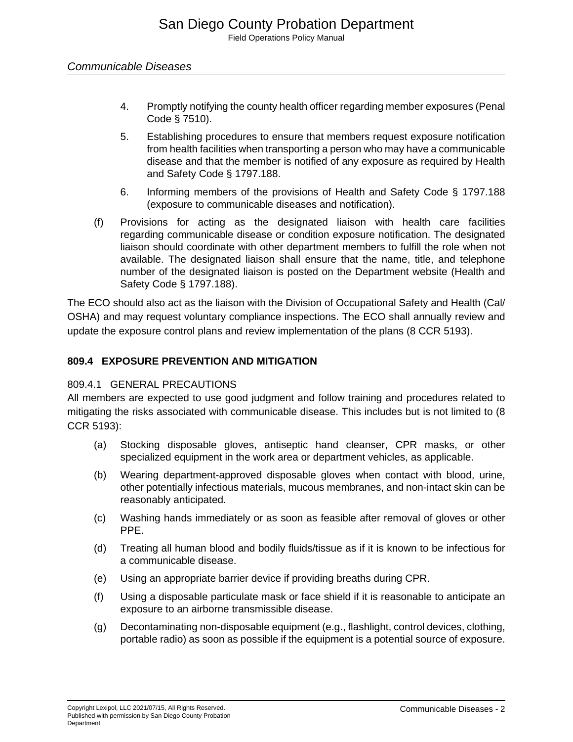4. Promptly notifying the county health officer regarding member exposures (Penal Code § 7510).

5. Establishing procedures to ensure that members request exposure notification from health facilities when transporting a person who may have a communicable disease and that the member is notified of any exposure as required by Health and Safety Code § 1797.188.

6. Informing members of the provisions of Health and Safety Code § 1797.188 (exposure to communicable diseases and notification).

(f) Provisions for acting as the designated liaison with health care facilities regarding communicable disease or condition exposure notification. The designated liaison should coordinate with other department members to fulfill the role when not available. The designated liaison shall ensure that the name, title, and telephone number of the designated liaison is posted on the Department website (Health and Safety Code § 1797.188).

The ECO should also act as the liaison with the Division of Occupational Safety and Health (Cal/OSHA) and may request voluntary compliance inspections. The ECO shall annually review and update the exposure control plans and review implementation of the plans (8 CCR 5193).

## 809.4 EXPOSURE PREVENTION AND MITIGATION

### 809.4.1 GENERAL PRECAUTIONS

All members are expected to use good judgment and follow training and procedures related to mitigating the risks associated with communicable disease. This includes but is not limited to (8 CCR 5193):

(a) Stocking disposable gloves, antiseptic hand cleanser, CPR masks, or other specialized equipment in the work area or department vehicles, as applicable.

(b) Wearing department-approved disposable gloves when contact with blood, urine, other potentially infectious materials, mucous membranes, and non-intact skin can be reasonably anticipated.

(c) Washing hands immediately or as soon as feasible after removal of gloves or other PPE.

(d) Treating all human blood and bodily fluids/tissue as if it is known to be infectious for a communicable disease.

(e) Using an appropriate barrier device if providing breaths during CPR.

(f) Using a disposable particulate mask or face shield if it is reasonable to anticipate an exposure to an airborne transmissible disease.

(g) Decontaminating non-disposable equipment (e.g., flashlight, control devices, clothing, portable radio) as soon as possible if the equipment is a potential source of exposure.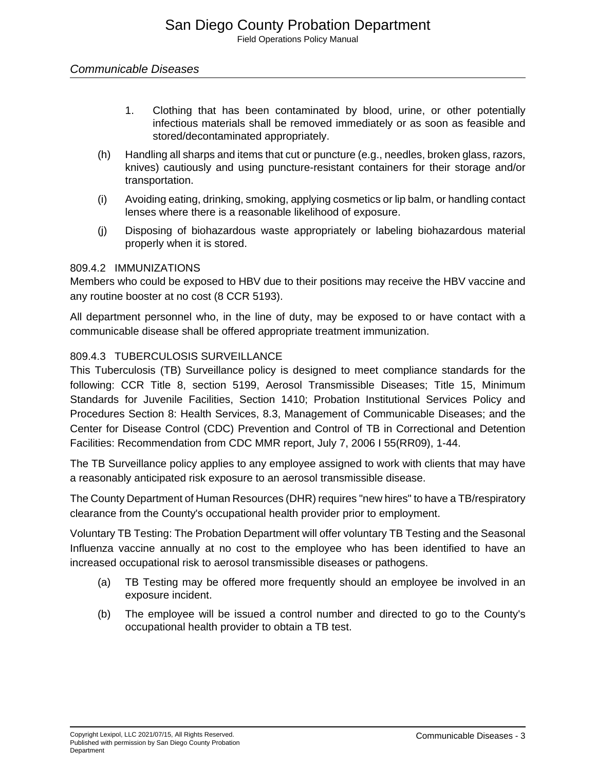1. Clothing that has been contaminated by blood, urine, or other potentially infectious materials shall be removed immediately or as soon as feasible and stored/decontaminated appropriately.

(h) Handling all sharps and items that cut or puncture (e.g., needles, broken glass, razors, knives) cautiously and using puncture-resistant containers for their storage and/or transportation.

(i) Avoiding eating, drinking, smoking, applying cosmetics or lip balm, or handling contact lenses where there is a reasonable likelihood of exposure.

(j) Disposing of biohazardous waste appropriately or labeling biohazardous material properly when it is stored.

### 809.4.2 IMMUNIZATIONS

Members who could be exposed to HBV due to their positions may receive the HBV vaccine and any routine booster at no cost (8 CCR 5193).

All department personnel who, in the line of duty, may be exposed to or have contact with a communicable disease shall be offered appropriate treatment immunization.

### 809.4.3 TUBERCULOSIS SURVEILLANCE

This Tuberculosis (TB) Surveillance policy is designed to meet compliance standards for the following: CCR Title 8, section 5199, Aerosol Transmissible Diseases; Title 15, Minimum Standards for Juvenile Facilities, Section 1410; Probation Institutional Services Policy and Procedures Section 8: Health Services, 8.3, Management of Communicable Diseases; and the Center for Disease Control (CDC) Prevention and Control of TB in Correctional and Detention Facilities: Recommendation from CDC MMR report, July 7, 2006 I 55(RR09), 1-44.

The TB Surveillance policy applies to any employee assigned to work with clients that may have a reasonably anticipated risk exposure to an aerosol transmissible disease.

The County Department of Human Resources (DHR) requires "new hires" to have a TB/respiratory clearance from the County's occupational health provider prior to employment.

Voluntary TB Testing: The Probation Department will offer voluntary TB Testing and the Seasonal Influenza vaccine annually at no cost to the employee who has been identified to have an increased occupational risk to aerosol transmissible diseases or pathogens.

(a) TB Testing may be offered more frequently should an employee be involved in an exposure incident.

(b) The employee will be issued a control number and directed to go to the County's occupational health provider to obtain a TB test.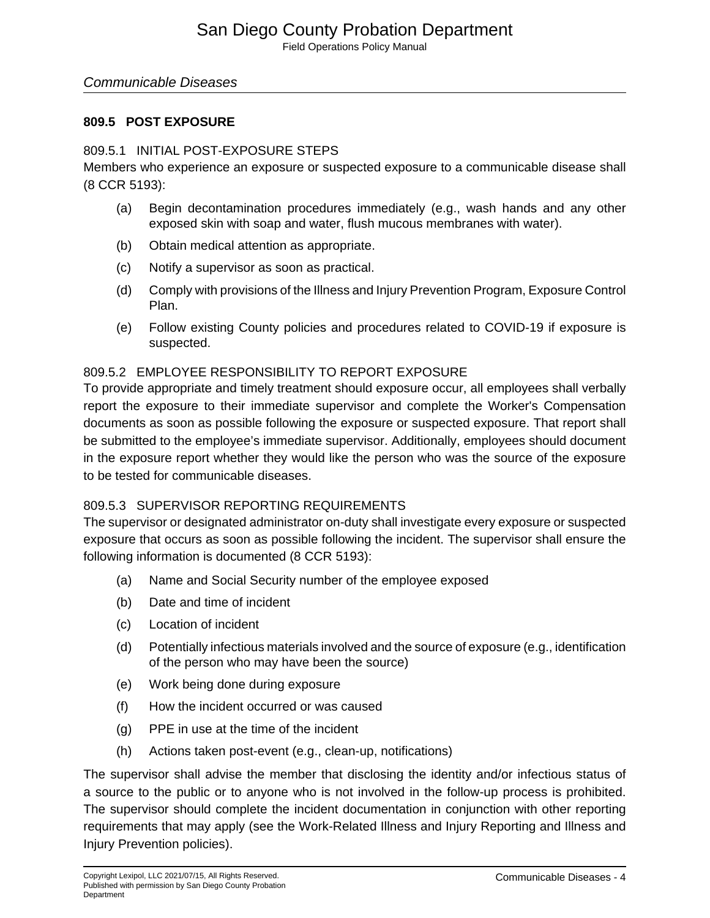## 809.5 POST EXPOSURE

### 809.5.1 INITIAL POST-EXPOSURE STEPS

Members who experience an exposure or suspected exposure to a communicable disease shall (8 CCR 5193):

(a) Begin decontamination procedures immediately (e.g., wash hands and any other exposed skin with soap and water, flush mucous membranes with water).

(b) Obtain medical attention as appropriate.

(c) Notify a supervisor as soon as practical.

(d) Comply with provisions of the Illness and Injury Prevention Program, Exposure Control Plan.

(e) Follow existing County policies and procedures related to COVID-19 if exposure is suspected.

### 809.5.2 EMPLOYEE RESPONSIBILITY TO REPORT EXPOSURE

To provide appropriate and timely treatment should exposure occur, all employees shall verbally report the exposure to their immediate supervisor and complete the Worker's Compensation documents as soon as possible following the exposure or suspected exposure. That report shall be submitted to the employee's immediate supervisor. Additionally, employees should document in the exposure report whether they would like the person who was the source of the exposure to be tested for communicable diseases.

### 809.5.3 SUPERVISOR REPORTING REQUIREMENTS

The supervisor or designated administrator on-duty shall investigate every exposure or suspected exposure that occurs as soon as possible following the incident. The supervisor shall ensure the following information is documented (8 CCR 5193):

(a) Name and Social Security number of the employee exposed

(b) Date and time of incident

(c) Location of incident

(d) Potentially infectious materials involved and the source of exposure (e.g., identification of the person who may have been the source)

(e) Work being done during exposure

(f) How the incident occurred or was caused

(g) PPE in use at the time of the incident

(h) Actions taken post-event (e.g., clean-up, notifications)

The supervisor shall advise the member that disclosing the identity and/or infectious status of a source to the public or to anyone who is not involved in the follow-up process is prohibited. The supervisor should complete the incident documentation in conjunction with other reporting requirements that may apply (see the Work-Related Illness and Injury Reporting and Illness and Injury Prevention policies).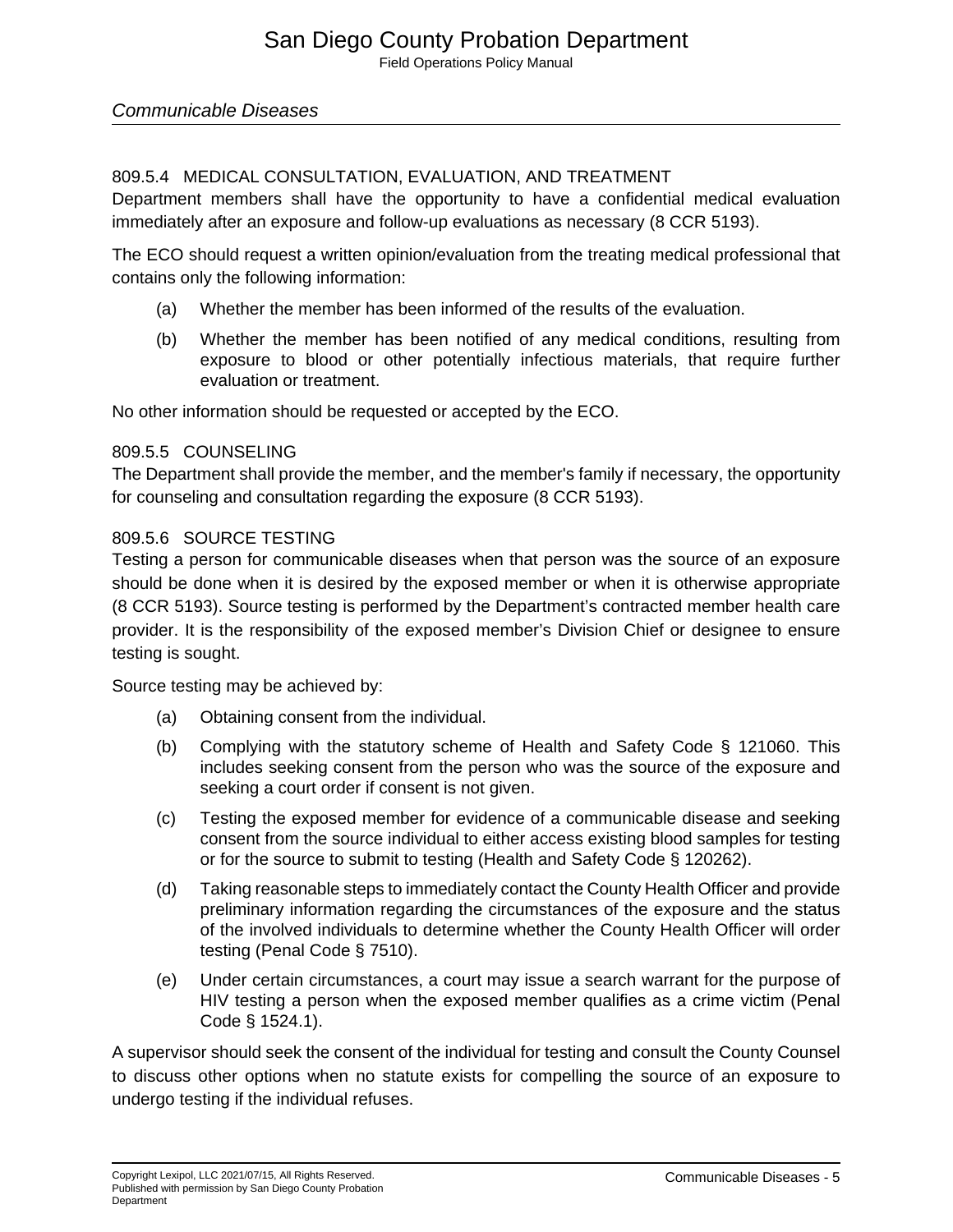#### 809.5.4 MEDICAL CONSULTATION, EVALUATION, AND TREATMENT

Department members shall have the opportunity to have a confidential medical evaluation immediately after an exposure and follow-up evaluations as necessary (8 CCR 5193).

The ECO should request a written opinion/evaluation from the treating medical professional that contains only the following information:

(a) Whether the member has been informed of the results of the evaluation.

(b) Whether the member has been notified of any medical conditions, resulting from exposure to blood or other potentially infectious materials, that require further evaluation or treatment.

No other information should be requested or accepted by the ECO.

#### 809.5.5 COUNSELING

The Department shall provide the member, and the member's family if necessary, the opportunity for counseling and consultation regarding the exposure (8 CCR 5193).

#### 809.5.6 SOURCE TESTING

Testing a person for communicable diseases when that person was the source of an exposure should be done when it is desired by the exposed member or when it is otherwise appropriate (8 CCR 5193). Source testing is performed by the Department's contracted member health care provider. It is the responsibility of the exposed member's Division Chief or designee to ensure testing is sought.

Source testing may be achieved by:

(a) Obtaining consent from the individual.

(b) Complying with the statutory scheme of Health and Safety Code § 121060. This includes seeking consent from the person who was the source of the exposure and seeking a court order if consent is not given.

(c) Testing the exposed member for evidence of a communicable disease and seeking consent from the source individual to either access existing blood samples for testing or for the source to submit to testing (Health and Safety Code § 120262).

(d) Taking reasonable steps to immediately contact the County Health Officer and provide preliminary information regarding the circumstances of the exposure and the status of the involved individuals to determine whether the County Health Officer will order testing (Penal Code § 7510).

(e) Under certain circumstances, a court may issue a search warrant for the purpose of HIV testing a person when the exposed member qualifies as a crime victim (Penal Code § 1524.1).

A supervisor should seek the consent of the individual for testing and consult the County Counsel to discuss other options when no statute exists for compelling the source of an exposure to undergo testing if the individual refuses.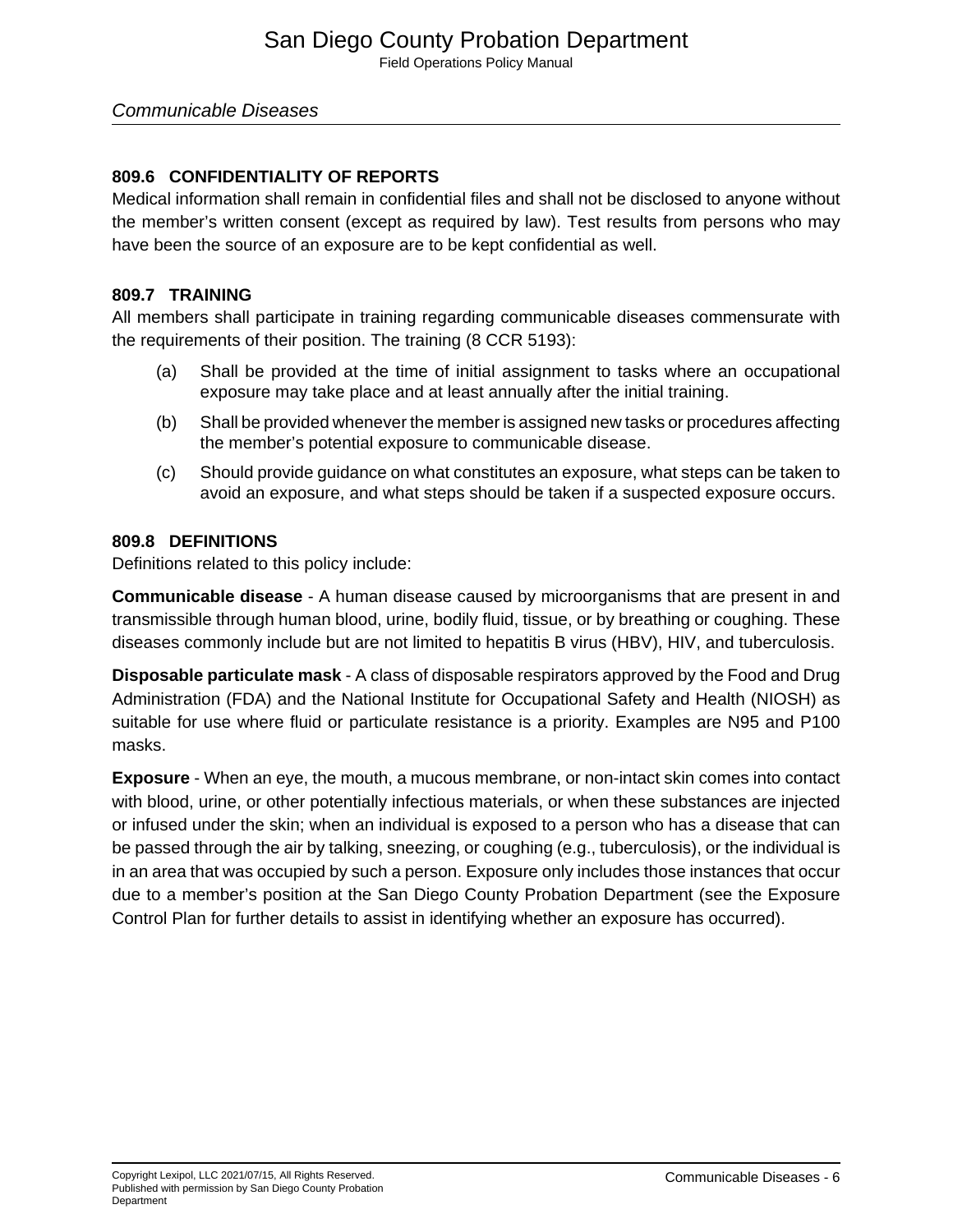## 809.6 CONFIDENTIALITY OF REPORTS

Medical information shall remain in confidential files and shall not be disclosed to anyone without the member's written consent (except as required by law). Test results from persons who may have been the source of an exposure are to be kept confidential as well.

## 809.7 TRAINING

All members shall participate in training regarding communicable diseases commensurate with the requirements of their position. The training (8 CCR 5193):

(a) Shall be provided at the time of initial assignment to tasks where an occupational exposure may take place and at least annually after the initial training.

(b) Shall be provided whenever the member is assigned new tasks or procedures affecting the member's potential exposure to communicable disease.

(c) Should provide guidance on what constitutes an exposure, what steps can be taken to avoid an exposure, and what steps should be taken if a suspected exposure occurs.

## 809.8 DEFINITIONS

Definitions related to this policy include:

**Communicable disease** - A human disease caused by microorganisms that are present in and transmissible through human blood, urine, bodily fluid, tissue, or by breathing or coughing. These diseases commonly include but are not limited to hepatitis B virus (HBV), HIV, and tuberculosis.

**Disposable particulate mask** - A class of disposable respirators approved by the Food and Drug Administration (FDA) and the National Institute for Occupational Safety and Health (NIOSH) as suitable for use where fluid or particulate resistance is a priority. Examples are N95 and P100 masks.

**Exposure** - When an eye, the mouth, a mucous membrane, or non-intact skin comes into contact with blood, urine, or other potentially infectious materials, or when these substances are injected or infused under the skin; when an individual is exposed to a person who has a disease that can be passed through the air by talking, sneezing, or coughing (e.g., tuberculosis), or the individual is in an area that was occupied by such a person. Exposure only includes those instances that occur due to a member's position at the San Diego County Probation Department (see the Exposure Control Plan for further details to assist in identifying whether an exposure has occurred).